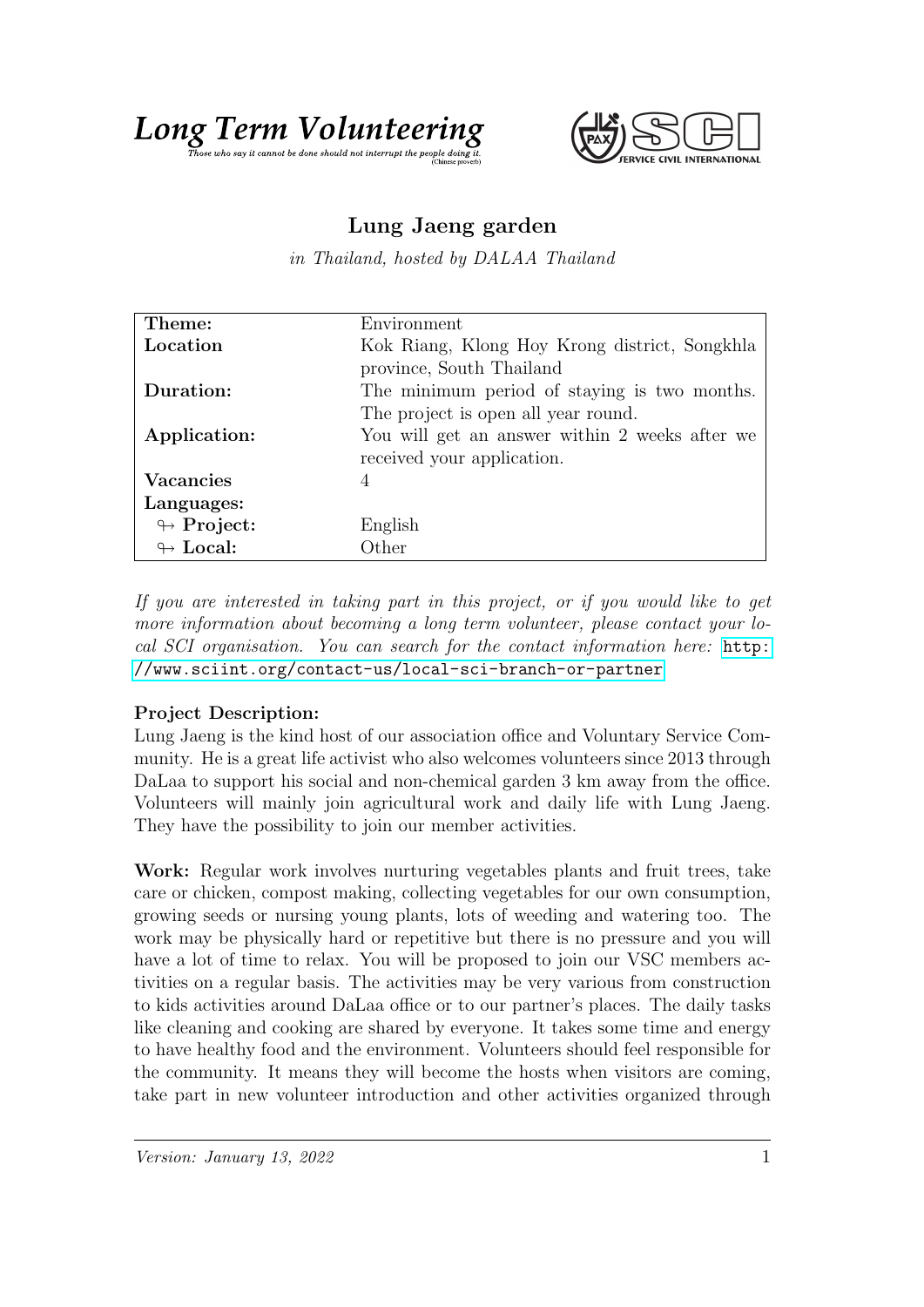**Long Term Volunteering**

*Those who say it cannot be done should not interrupt the people doing it.* (Chinese proverb)

# Lung Jaeng garden

*in Thailand, hosted by DALAA Thailand*

| | |
|---|---|
| **Theme:** | Environment |
| **Location** | Kok Riang, Klong Hoy Krong district, Songkhla province, South Thailand |
| **Duration:** | The minimum period of staying is two months. The project is open all year round. |
| **Application:** | You will get an answer within 2 weeks after we received your application. |
| **Vacancies** | 4 |
| **Languages:** | |
| ↬ **Project:** | English |
| ↬ **Local:** | Other |

*If you are interested in taking part in this project, or if you would like to get more information about becoming a long term volunteer, please contact your local SCI organisation. You can search for the contact information here:* http://www.sciint.org/contact-us/local-sci-branch-or-partner

**Project Description:**
Lung Jaeng is the kind host of our association office and Voluntary Service Community. He is a great life activist who also welcomes volunteers since 2013 through DaLaa to support his social and non-chemical garden 3 km away from the office. Volunteers will mainly join agricultural work and daily life with Lung Jaeng. They have the possibility to join our member activities.

**Work:** Regular work involves nurturing vegetables plants and fruit trees, take care or chicken, compost making, collecting vegetables for our own consumption, growing seeds or nursing young plants, lots of weeding and watering too. The work may be physically hard or repetitive but there is no pressure and you will have a lot of time to relax. You will be proposed to join our VSC members activities on a regular basis. The activities may be very various from construction to kids activities around DaLaa office or to our partner's places. The daily tasks like cleaning and cooking are shared by everyone. It takes some time and energy to have healthy food and the environment. Volunteers should feel responsible for the community. It means they will become the hosts when visitors are coming, take part in new volunteer introduction and other activities organized through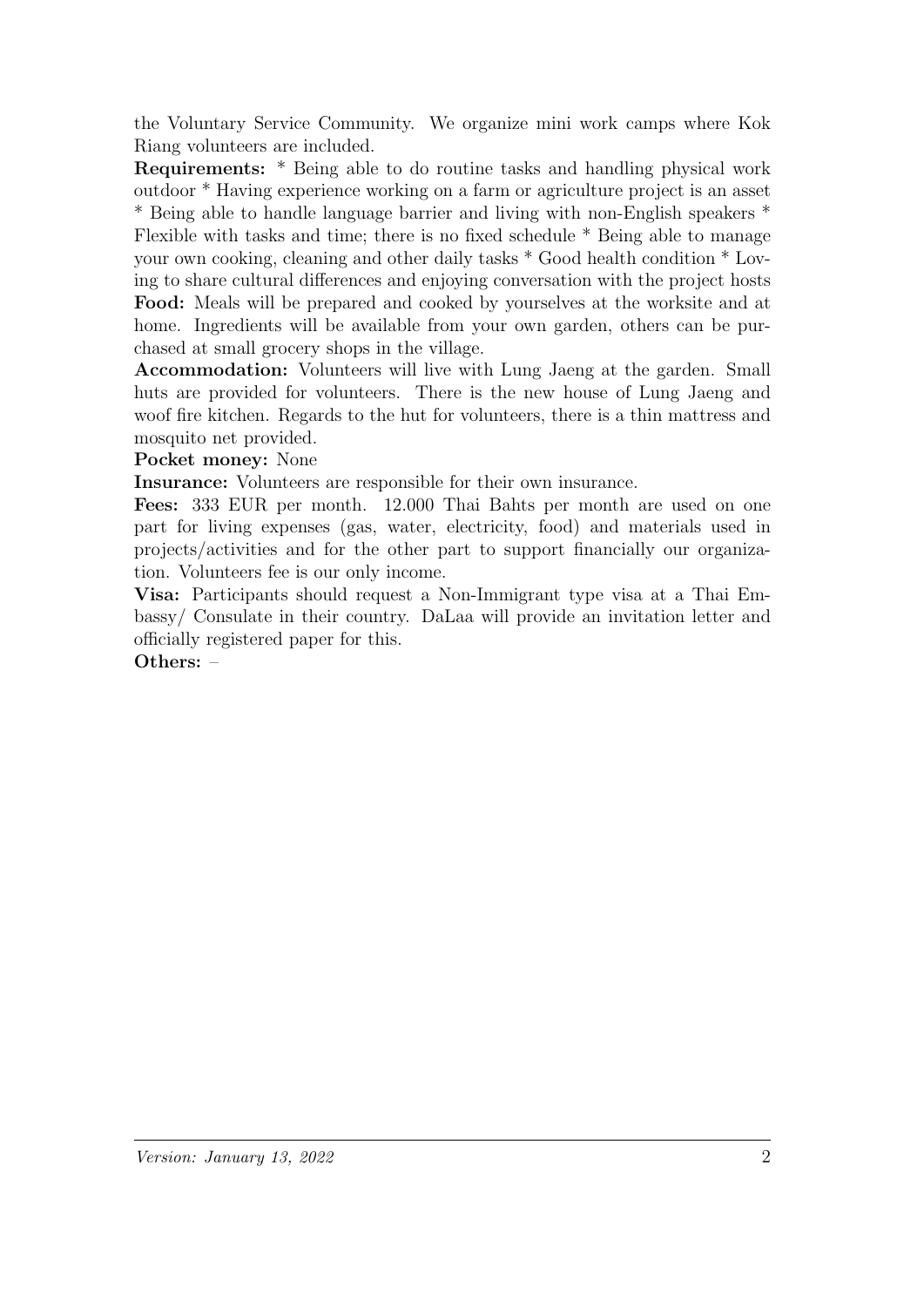the Voluntary Service Community. We organize mini work camps where Kok Riang volunteers are included.

**Requirements:** * Being able to do routine tasks and handling physical work outdoor * Having experience working on a farm or agriculture project is an asset * Being able to handle language barrier and living with non-English speakers * Flexible with tasks and time; there is no fixed schedule * Being able to manage your own cooking, cleaning and other daily tasks * Good health condition * Loving to share cultural differences and enjoying conversation with the project hosts

**Food:** Meals will be prepared and cooked by yourselves at the worksite and at home. Ingredients will be available from your own garden, others can be purchased at small grocery shops in the village.

**Accommodation:** Volunteers will live with Lung Jaeng at the garden. Small huts are provided for volunteers. There is the new house of Lung Jaeng and woof fire kitchen. Regards to the hut for volunteers, there is a thin mattress and mosquito net provided.

**Pocket money:** None

**Insurance:** Volunteers are responsible for their own insurance.

**Fees:** 333 EUR per month. 12.000 Thai Bahts per month are used on one part for living expenses (gas, water, electricity, food) and materials used in projects/activities and for the other part to support financially our organization. Volunteers fee is our only income.

**Visa:** Participants should request a Non-Immigrant type visa at a Thai Embassy/ Consulate in their country. DaLaa will provide an invitation letter and officially registered paper for this.

**Others:** –